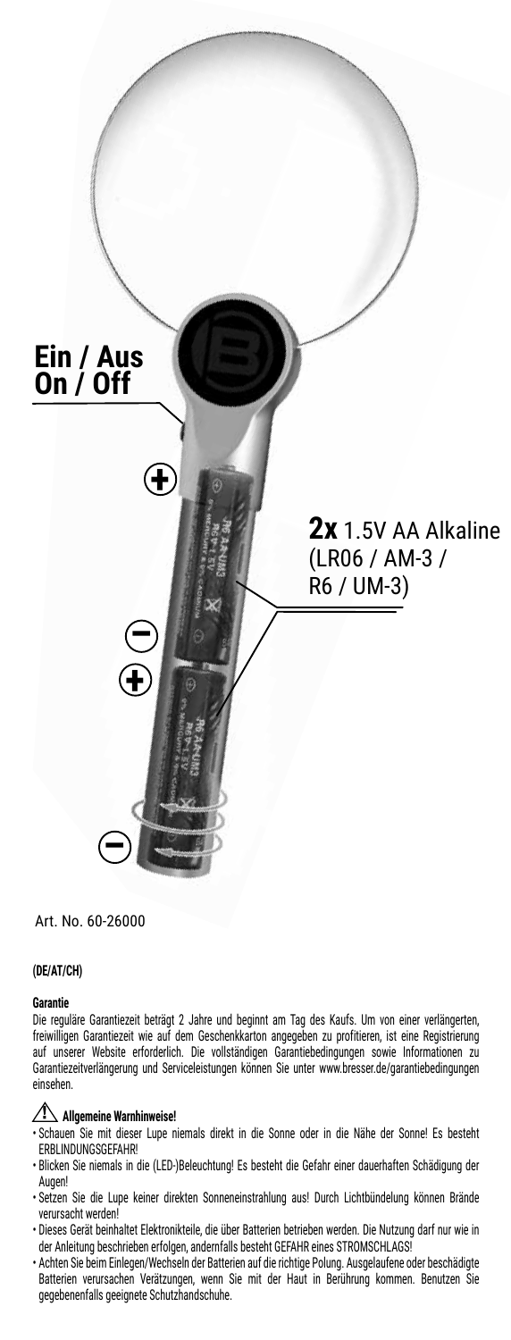Ein / Aus
On / Off

2x 1.5V AA Alkaline (LR06 / AM-3 / R6 / UM-3)

Art. No. 60-26000

**(DE/AT/CH)**

**Garantie**

Die reguläre Garantiezeit beträgt 2 Jahre und beginnt am Tag des Kaufs. Um von einer verlängerten, freiwilligen Garantiezeit wie auf dem Geschenkkarton angegeben zu profitieren, ist eine Registrierung auf unserer Website erforderlich. Die vollständigen Garantiebedingungen sowie Informationen zu Garantiezeitverlängerung und Serviceleistungen können Sie unter www.bresser.de/garantiebedingungen einsehen.

**⚠ Allgemeine Warnhinweise!**

- Schauen Sie mit dieser Lupe niemals direkt in die Sonne oder in die Nähe der Sonne! Es besteht ERBLINDUNGSGEFAHR!
- Blicken Sie niemals in die (LED-)Beleuchtung! Es besteht die Gefahr einer dauerhaften Schädigung der Augen!
- Setzen Sie die Lupe keiner direkten Sonneneinstrahlung aus! Durch Lichtbündelung können Brände verursacht werden!
- Dieses Gerät beinhaltet Elektronikteile, die über Batterien betrieben werden. Die Nutzung darf nur wie in der Anleitung beschrieben erfolgen, andernfalls besteht GEFAHR eines STROMSCHLAGS!
- Achten Sie beim Einlegen/Wechseln der Batterien auf die richtige Polung. Ausgelaufene oder beschädigte Batterien verursachen Verätzungen, wenn Sie mit der Haut in Berührung kommen. Benutzen Sie gegebenenfalls geeignete Schutzhandschuhe.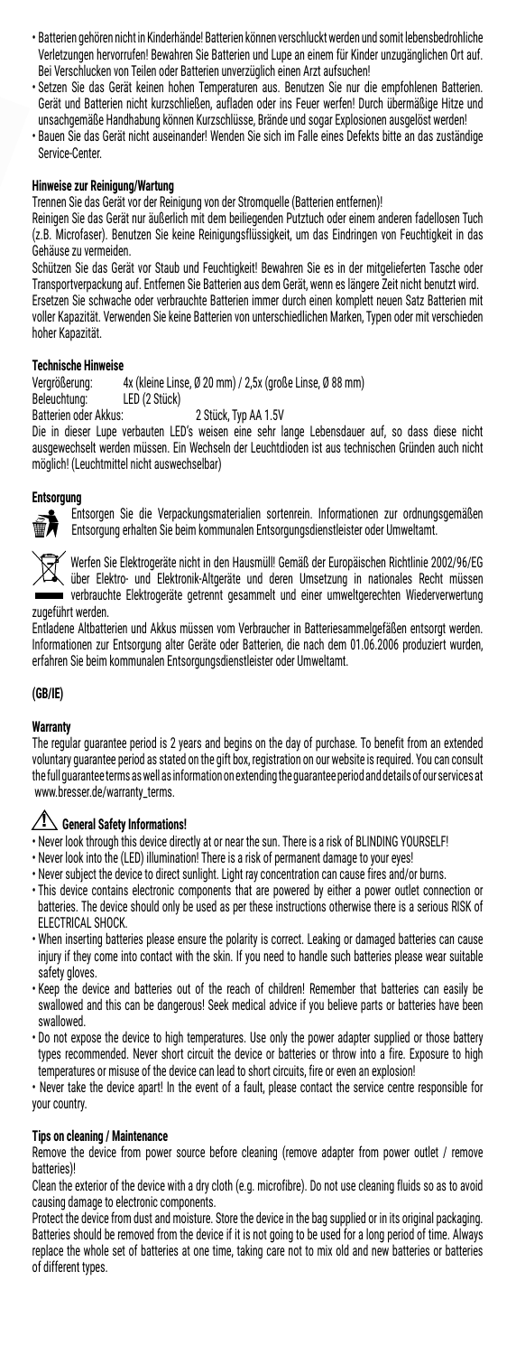- Batterien gehören nicht in Kinderhände! Batterien können verschluckt werden und somit lebensbedrohliche Verletzungen hervorrufen! Bewahren Sie Batterien und Lupe an einem für Kinder unzugänglichen Ort auf. Bei Verschlucken von Teilen oder Batterien unverzüglich einen Arzt aufsuchen!
- Setzen Sie das Gerät keinen hohen Temperaturen aus. Benutzen Sie nur die empfohlenen Batterien. Gerät und Batterien nicht kurzschließen, aufladen oder ins Feuer werfen! Durch übermäßige Hitze und unsachgemäße Handhabung können Kurzschlüsse, Brände und sogar Explosionen ausgelöst werden!
- Bauen Sie das Gerät nicht auseinander! Wenden Sie sich im Falle eines Defekts bitte an das zuständige Service-Center.

### Hinweise zur Reinigung/Wartung

Trennen Sie das Gerät vor der Reinigung von der Stromquelle (Batterien entfernen)!

Reinigen Sie das Gerät nur äußerlich mit dem beiliegenden Putztuch oder einem anderen fadellosen Tuch (z.B. Microfaser). Benutzen Sie keine Reinigungsflüssigkeit, um das Eindringen von Feuchtigkeit in das Gehäuse zu vermeiden.

Schützen Sie das Gerät vor Staub und Feuchtigkeit! Bewahren Sie es in der mitgelieferten Tasche oder Transportverpackung auf. Entfernen Sie Batterien aus dem Gerät, wenn es längere Zeit nicht benutzt wird. Ersetzen Sie schwache oder verbrauchte Batterien immer durch einen komplett neuen Satz Batterien mit voller Kapazität. Verwenden Sie keine Batterien von unterschiedlichen Marken, Typen oder mit verschieden hoher Kapazität.

### Technische Hinweise

Vergrößerung: 4x (kleine Linse, Ø 20 mm) / 2,5x (große Linse, Ø 88 mm)
Beleuchtung: LED (2 Stück)
Batterien oder Akkus: 2 Stück, Typ AA 1.5V

Die in dieser Lupe verbauten LED's weisen eine sehr lange Lebensdauer auf, so dass diese nicht ausgewechselt werden müssen. Ein Wechseln der Leuchtdioden ist aus technischen Gründen auch nicht möglich! (Leuchtmittel nicht auswechselbar)

### Entsorgung

Entsorgen Sie die Verpackungsmaterialien sortenrein. Informationen zur ordnungsgemäßen Entsorgung erhalten Sie beim kommunalen Entsorgungsdienstleister oder Umweltamt.

Werfen Sie Elektrogeräte nicht in den Hausmüll! Gemäß der Europäischen Richtlinie 2002/96/EG über Elektro- und Elektronik-Altgeräte und deren Umsetzung in nationales Recht müssen verbrauchte Elektrogeräte getrennt gesammelt und einer umweltgerechten Wiederverwertung zugeführt werden.

Entladene Altbatterien und Akkus müssen vom Verbraucher in Batteriesammelgefäßen entsorgt werden. Informationen zur Entsorgung alter Geräte oder Batterien, die nach dem 01.06.2006 produziert wurden, erfahren Sie beim kommunalen Entsorgungsdienstleister oder Umweltamt.

## (GB/IE)

### Warranty

The regular guarantee period is 2 years and begins on the day of purchase. To benefit from an extended voluntary guarantee period as stated on the gift box, registration on our website is required. You can consult the full guarantee terms as well as information on extending the guarantee period and details of our services at www.bresser.de/warranty_terms.

### General Safety Informations!

- Never look through this device directly at or near the sun. There is a risk of BLINDING YOURSELF!
- Never look into the (LED) illumination! There is a risk of permanent damage to your eyes!
- Never subject the device to direct sunlight. Light ray concentration can cause fires and/or burns.
- This device contains electronic components that are powered by either a power outlet connection or batteries. The device should only be used as per these instructions otherwise there is a serious RISK of ELECTRICAL SHOCK.
- When inserting batteries please ensure the polarity is correct. Leaking or damaged batteries can cause injury if they come into contact with the skin. If you need to handle such batteries please wear suitable safety gloves.
- Keep the device and batteries out of the reach of children! Remember that batteries can easily be swallowed and this can be dangerous! Seek medical advice if you believe parts or batteries have been swallowed.
- Do not expose the device to high temperatures. Use only the power adapter supplied or those battery types recommended. Never short circuit the device or batteries or throw into a fire. Exposure to high temperatures or misuse of the device can lead to short circuits, fire or even an explosion!
- Never take the device apart! In the event of a fault, please contact the service centre responsible for your country.

### Tips on cleaning / Maintenance

Remove the device from power source before cleaning (remove adapter from power outlet / remove batteries)!

Clean the exterior of the device with a dry cloth (e.g. microfibre). Do not use cleaning fluids so as to avoid causing damage to electronic components.

Protect the device from dust and moisture. Store the device in the bag supplied or in its original packaging. Batteries should be removed from the device if it is not going to be used for a long period of time. Always replace the whole set of batteries at one time, taking care not to mix old and new batteries or batteries of different types.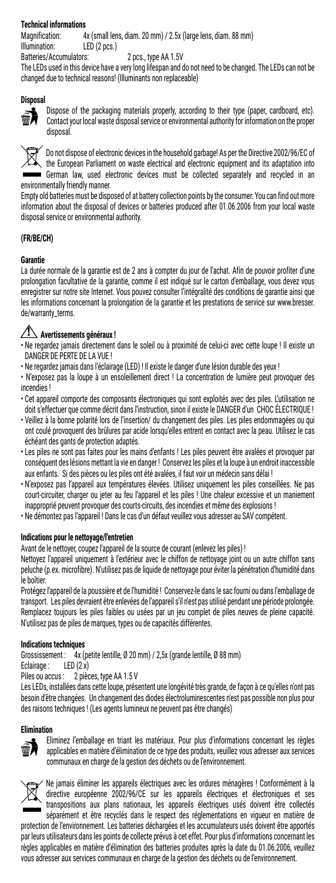**Technical informations**

Magnification: 4x (small lens, diam. 20 mm) / 2.5x (large lens, diam. 88 mm)
Illumination: LED (2 pcs.)
Batteries/Accumulators: 2 pcs., type AA 1.5V

The LEDs used in this device have a very long lifespan and do not need to be changed. The LEDs can not be changed due to technical reasons! (Illuminants non replaceable)

**Disposal**

Dispose of the packaging materials properly, according to their type (paper, cardboard, etc). Contact your local waste disposal service or environmental authority for information on the proper disposal.

Do not dispose of electronic devices in the household garbage! As per the Directive 2002/96/EC of the European Parliament on waste electrical and electronic equipment and its adaptation into German law, used electronic devices must be collected separately and recycled in an environmentally friendly manner.

Empty old batteries must be disposed of at battery collection points by the consumer. You can find out more information about the disposal of devices or batteries produced after 01.06.2006 from your local waste disposal service or environmental authority.

**(FR/BE/CH)**

**Garantie**

La durée normale de la garantie est de 2 ans à compter du jour de l'achat. Afin de pouvoir profiter d'une prolongation facultative de la garantie, comme il est indiqué sur le carton d'emballage, vous devez vous enregistrer sur notre site Internet. Vous pouvez consulter l'intégralité des conditions de garantie ainsi que les informations concernant la prolongation de la garantie et les prestations de service sur www.bresser.de/warranty_terms.

**⚠ Avertissements généraux !**

- Ne regardez jamais directement dans le soleil ou à proximité de celui-ci avec cette loupe ! Il existe un DANGER DE PERTE DE LA VUE !
- Ne regardez jamais dans l'éclairage (LED) ! Il existe le danger d'une lésion durable des yeux !
- N'exposez pas la loupe à un ensoleillement direct ! La concentration de lumière peut provoquer des incendies !
- Cet appareil comporte des composants électroniques qui sont exploités avec des piles. L'utilisation ne doit s'effectuer que comme décrit dans l'instruction, sinon il existe le DANGER d'un CHOC ÉLECTRIQUE !
- Veillez à la bonne polarité lors de l'insertion/ du changement des piles. Les piles endommagées ou qui ont coulé provoquent des brûlures par acide lorsqu'elles entrent en contact avec la peau. Utilisez le cas échéant des gants de protection adaptés.
- Les piles ne sont pas faites pour les mains d'enfants ! Les piles peuvent être avalées et provoquer par conséquent des lésions mettant la vie en danger ! Conservez les piles et la loupe à un endroit inaccessible aux enfants. Si des pièces ou les piles ont été avalées, il faut voir un médecin sans délai !
- N'exposez pas l'appareil aux températures élevées. Utilisez uniquement les piles conseillées. Ne pas court-circuiter, charger ou jeter au feu l'appareil et les piles ! Une chaleur excessive et un maniement inapproprié peuvent provoquer des courts-circuits, des incendies et même des explosions !
- Ne démontez pas l'appareil ! Dans le cas d'un défaut veuillez vous adresser au SAV compétent.

**Indications pour le nettoyage/l'entretien**

Avant de le nettoyer, coupez l'appareil de la source de courant (enlevez les piles) !

Nettoyez l'appareil uniquement à l'extérieur avec le chiffon de nettoyage joint ou un autre chiffon sans peluche (p.ex. microfibre). N'utilisez pas de liquide de nettoyage pour éviter la pénétration d'humidité dans le boîtier.

Protégez l'appareil de la poussière et de l'humidité ! Conservez-le dans le sac fourni ou dans l'emballage de transport. Les piles devraient être enlevées de l'appareil s'il n'est pas utilisé pendant une période prolongée. Remplacez toujours les piles faibles ou usées par un jeu complet de piles neuves de pleine capacité. N'utilisez pas de piles de marques, types ou de capacités différentes.

**Indications techniques**

Grossissement : 4x (petite lentille, Ø 20 mm) / 2,5x (grande lentille, Ø 88 mm)
Eclairage : LED (2 x)
Piles ou accus : 2 pièces, type AA 1.5 V

Les LEDs, installées dans cette loupe, présentent une longévité très grande, de façon à ce qu'elles n'ont pas besoin d'être changées. Un changement des diodes électroluminescentes n'est pas possible non plus pour des raisons techniques ! (Les agents lumineux ne peuvent pas être changés)

**Elimination**

Eliminez l'emballage en triant les matériaux. Pour plus d'informations concernant les règles applicables en matière d'élimination de ce type des produits, veuillez vous adresser aux services communaux en charge de la gestion des déchets ou de l'environnement.

Ne jamais éliminer les appareils électriques avec les ordures ménagères ! Conformément à la directive européenne 2002/96/CE sur les appareils électriques et électroniques et ses transpositions aux plans nationaux, les appareils électriques usés doivent être collectés séparément et être recyclés dans le respect des réglementations en vigueur en matière de protection de l'environnement. Les batteries déchargées et les accumulateurs usés doivent être apportés par leurs utilisateurs dans les points de collecte prévus à cet effet. Pour plus d'informations concernant les règles applicables en matière d'élimination des batteries produites après la date du 01.06.2006, veuillez vous adresser aux services communaux en charge de la gestion des déchets ou de l'environnement.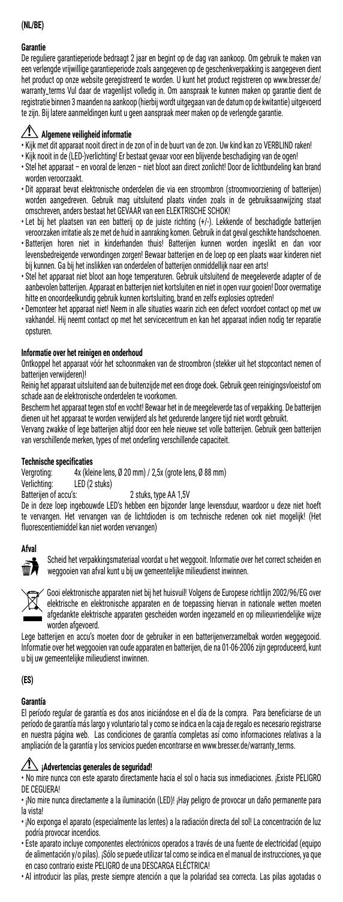**(NL/BE)**

### Garantie

De reguliere garantieperiode bedraagt 2 jaar en begint op de dag van aankoop. Om gebruik te maken van een verlengde vrijwillige garantieperiode zoals aangegeven op de geschenkverpakking is aangegeven dient het product op onze website geregistreerd te worden. U kunt het product registreren op www.bresser.de/warranty_terms Vul daar de vragenlijst volledig in. Om aanspraak te kunnen maken op garantie dient de registratie binnen 3 maanden na aankoop (hierbij wordt uitgegaan van de datum op de kwitantie) uitgevoerd te zijn. Bij latere aanmeldingen kunt u geen aanspraak meer maken op de verlengde garantie.

### ⚠ Algemene veiligheid informatie

- Kijk met dit apparaat nooit direct in de zon of in de buurt van de zon. Uw kind kan zo VERBLIND raken!
- Kijk nooit in de (LED-)verlichting! Er bestaat gevaar voor een blijvende beschadiging van de ogen!
- Stel het apparaat – en vooral de lenzen – niet bloot aan direct zonlicht! Door de lichtbundeling kan brand worden veroorzaakt.
- Dit apparaat bevat elektronische onderdelen die via een stroombron (stroomvoorziening of batterijen) worden aangedreven. Gebruik mag uitsluitend plaats vinden zoals in de gebruiksaanwijzing staat omschreven, anders bestaat het GEVAAR van een ELEKTRISCHE SCHOK!
- Let bij het plaatsen van een batterij op de juiste richting (+/-). Lekkende of beschadigde batterijen veroorzaken irritatie als ze met de huid in aanraking komen. Gebruik in dat geval geschikte handschoenen.
- Batterijen horen niet in kinderhanden thuis! Batterijen kunnen worden ingeslikt en dan voor levensbedreigende verwondingen zorgen! Bewaar batterijen en de loep op een plaats waar kinderen niet bij kunnen. Ga bij het inslikken van onderdelen of batterijen onmiddellijk naar een arts!
- Stel het apparaat niet bloot aan hoge temperaturen. Gebruik uitsluitend de meegeleverde adapter of de aanbevolen batterijen. Apparaat en batterijen niet kortsluiten en niet in open vuur gooien! Door overmatige hitte en onoordeelkundig gebruik kunnen kortsluiting, brand en zelfs explosies optreden!
- Demonteer het apparaat niet! Neem in alle situaties waarin zich een defect voordoet contact op met uw vakhandel. Hij neemt contact op met het servicecentrum en kan het apparaat indien nodig ter reparatie opsturen.

### Informatie over het reinigen en onderhoud

Ontkoppel het apparaat vóór het schoonmaken van de stroombron (stekker uit het stopcontact nemen of batterijen verwijderen)!

Reinig het apparaat uitsluitend aan de buitenzijde met een droge doek. Gebruik geen reinigingsvloeistof om schade aan de elektronische onderdelen te voorkomen.

Bescherm het apparaat tegen stof en vocht! Bewaar het in de meegeleverde tas of verpakking. De batterijen dienen uit het apparaat te worden verwijderd als het gedurende langere tijd niet wordt gebruikt.

Vervang zwakke of lege batterijen altijd door een hele nieuwe set volle batterijen. Gebruik geen batterijen van verschillende merken, types of met onderling verschillende capaciteit.

### Technische specificaties

Vergroting: 4x (kleine lens, Ø 20 mm) / 2,5x (grote lens, Ø 88 mm)
Verlichting: LED (2 stuks)
Batterijen of accu's: 2 stuks, type AA 1,5V

De in deze loep ingebouwde LED's hebben een bijzonder lange levensduur, waardoor u deze niet hoeft te vervangen. Het vervangen van de lichtdioden is om technische redenen ook niet mogelijk! (Het fluorescentiemiddel kan niet worden vervangen)

### Afval

Scheid het verpakkingsmateriaal voordat u het weggooit. Informatie over het correct scheiden en weggooien van afval kunt u bij uw gemeentelijke milieudienst inwinnen.

Gooi elektronische apparaten niet bij het huisvuil! Volgens de Europese richtlijn 2002/96/EG over elektrische en elektronische apparaten en de toepassing hiervan in nationale wetten moeten afgedankte elektrische apparaten gescheiden worden ingezameld en op milieuvriendelijke wijze worden afgevoerd.

Lege batterijen en accu's moeten door de gebruiker in een batterijenverzamelbak worden weggegooid. Informatie over het weggooien van oude apparaten en batterijen, die na 01-06-2006 zijn geproduceerd, kunt u bij uw gemeentelijke milieudienst inwinnen.

**(ES)**

### Garantía

El período regular de garantía es dos anos iniciándose en el día de la compra. Para beneficiarse de un período de garantía más largo y voluntario tal y como se indica en la caja de regalo es necesario registrarse en nuestra página web. Las condiciones de garantía completas así como informaciones relativas a la ampliación de la garantía y los servicios pueden encontrarse en www.bresser.de/warranty_terms.

### ⚠ ¡Advertencias generales de seguridad!

- No mire nunca con este aparato directamente hacia el sol o hacia sus inmediaciones. ¡Existe PELIGRO DE CEGUERA!
- ¡No mire nunca directamente a la iluminación (LED)! ¡Hay peligro de provocar un daño permanente para la vista!
- ¡No exponga el aparato (especialmente las lentes) a la radiación directa del sol! La concentración de luz podría provocar incendios.
- Este aparato incluye componentes electrónicos operados a través de una fuente de electricidad (equipo de alimentación y/o pilas). ¡Sólo se puede utilizar tal como se indica en el manual de instrucciones, ya que en caso contrario existe PELIGRO de una DESCARGA ELÉCTRICA!
- Al introducir las pilas, preste siempre atención a que la polaridad sea correcta. Las pilas agotadas o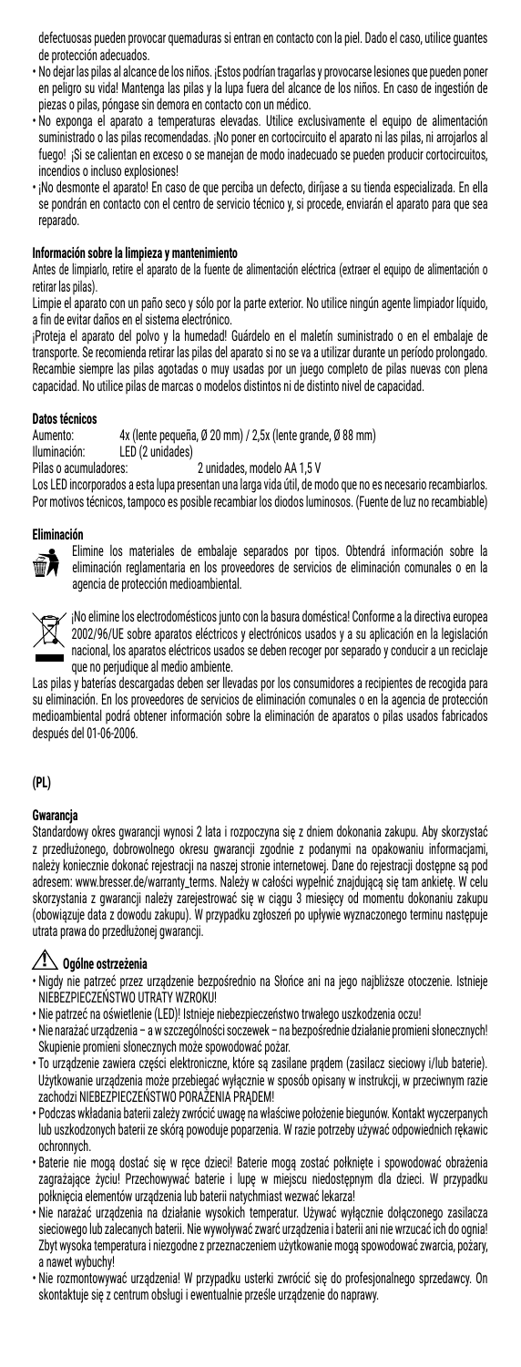defectuosas pueden provocar quemaduras si entran en contacto con la piel. Dado el caso, utilice guantes de protección adecuados.

- No dejar las pilas al alcance de los niños. ¡Estos podrían tragarlas y provocarse lesiones que pueden poner en peligro su vida! Mantenga las pilas y la lupa fuera del alcance de los niños. En caso de ingestión de piezas o pilas, póngase sin demora en contacto con un médico.
- No exponga el aparato a temperaturas elevadas. Utilice exclusivamente el equipo de alimentación suministrado o las pilas recomendadas. ¡No poner en cortocircuito el aparato ni las pilas, ni arrojarlos al fuego! ¡Si se calientan en exceso o se manejan de modo inadecuado se pueden producir cortocircuitos, incendios o incluso explosiones!
- ¡No desmonte el aparato! En caso de que perciba un defecto, diríjase a su tienda especializada. En ella se pondrán en contacto con el centro de servicio técnico y, si procede, enviarán el aparato para que sea reparado.

**Información sobre la limpieza y mantenimiento**

Antes de limpiarlo, retire el aparato de la fuente de alimentación eléctrica (extraer el equipo de alimentación o retirar las pilas).

Limpie el aparato con un paño seco y sólo por la parte exterior. No utilice ningún agente limpiador líquido, a fin de evitar daños en el sistema electrónico.

¡Proteja el aparato del polvo y la humedad! Guárdelo en el maletín suministrado o en el embalaje de transporte. Se recomienda retirar las pilas del aparato si no se va a utilizar durante un período prolongado. Recambie siempre las pilas agotadas o muy usadas por un juego completo de pilas nuevas con plena capacidad. No utilice pilas de marcas o modelos distintos ni de distinto nivel de capacidad.

**Datos técnicos**

Aumento: 4x (lente pequeña, Ø 20 mm) / 2,5x (lente grande, Ø 88 mm)
Iluminación: LED (2 unidades)
Pilas o acumuladores: 2 unidades, modelo AA 1,5 V

Los LED incorporados a esta lupa presentan una larga vida útil, de modo que no es necesario recambiarlos. Por motivos técnicos, tampoco es posible recambiar los diodos luminosos. (Fuente de luz no recambiable)

**Eliminación**

Elimine los materiales de embalaje separados por tipos. Obtendrá información sobre la eliminación reglamentaria en los proveedores de servicios de eliminación comunales o en la agencia de protección medioambiental.

¡No elimine los electrodomésticos junto con la basura doméstica! Conforme a la directiva europea 2002/96/UE sobre aparatos eléctricos y electrónicos usados y a su aplicación en la legislación nacional, los aparatos eléctricos usados se deben recoger por separado y conducir a un reciclaje que no perjudique al medio ambiente.

Las pilas y baterías descargadas deben ser llevadas por los consumidores a recipientes de recogida para su eliminación. En los proveedores de servicios de eliminación comunales o en la agencia de protección medioambiental podrá obtener información sobre la eliminación de aparatos o pilas usados fabricados después del 01-06-2006.

## (PL)

**Gwarancja**

Standardowy okres gwarancji wynosi 2 lata i rozpoczyna się z dniem dokonania zakupu. Aby skorzystać z przedłużonego, dobrowolnego okresu gwarancji zgodnie z podanymi na opakowaniu informacjami, należy koniecznie dokonać rejestracji na naszej stronie internetowej. Dane do rejestracji dostępne są pod adresem: www.bresser.de/warranty_terms. Należy w całości wypełnić znajdującą się tam ankietę. W celu skorzystania z gwarancji urządzenie należy zarejestrować się w ciągu 3 miesięcy od momentu dokonaniu zakupu (obowiązuje data z dowodu zakupu). W przypadku zgłoszeń po upływie wyznaczonego terminu następuje utrata prawa do przedłużonej gwarancji.

**⚠ Ogólne ostrzeżenia**

- Nigdy nie patrzeć przez urządzenie bezpośrednio na Słońce ani na jego najbliższe otoczenie. Istnieje NIEBEZPIECZEŃSTWO UTRATY WZROKU!
- Nie patrzeć na oświetlenie (LED)! Istnieje niebezpieczeństwo trwałego uszkodzenia oczu!
- Nie narażać urządzenia – a w szczególności soczewek – na bezpośrednie działanie promieni słonecznych! Skupienie promieni słonecznych może spowodować pożar.
- To urządzenie zawiera części elektroniczne, które są zasilane prądem (zasilacz sieciowy i/lub baterie). Użytkowanie urządzenia może przebiegać wyłącznie w sposób opisany w instrukcji, w przeciwnym razie zachodzi NIEBEZPIECZEŃSTWO PORAŻENIA PRĄDEM!
- Podczas wkładania baterii należy zwrócić uwagę na właściwe położenie biegunów. Kontakt wyczerpanych lub uszkodzonych baterii ze skórą powoduje poparzenia. W razie potrzeby używać odpowiednich rękawic ochronnych.
- Baterie nie mogą dostać się w ręce dzieci! Baterie mogą zostać połknięte i spowodować obrażenia zagrażające życiu! Przechowywać baterie i lupę w miejscu niedostępnym dla dzieci. W przypadku połknięcia elementów urządzenia lub baterii natychmiast wezwać lekarza!
- Nie narażać urządzenia na działanie wysokich temperatur. Używać wyłącznie dołączonego zasilacza sieciowego lub zalecanych baterii. Nie wywoływać zwarć urządzenia i baterii ani nie wrzucać ich do ognia! Zbyt wysoka temperatura i niezgodne z przeznaczeniem użytkowanie mogą spowodować zwarcia, pożary, a nawet wybuchy!
- Nie rozmontowywać urządzenia! W przypadku usterki zwrócić się do profesjonalnego sprzedawcy. On skontaktuje się z centrum obsługi i ewentualnie prześle urządzenie do naprawy.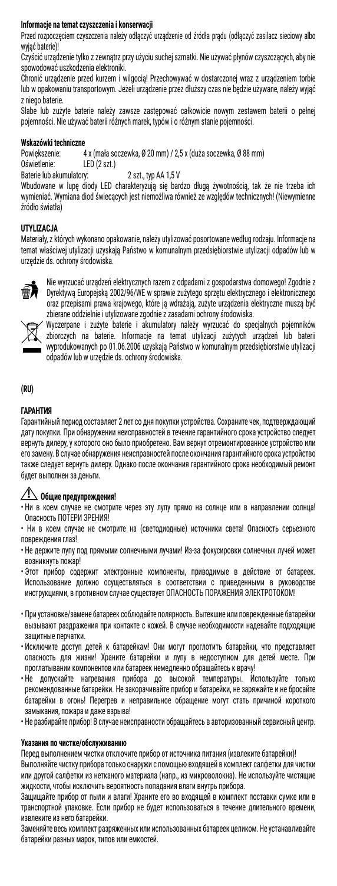#### Informacje na temat czyszczenia i konserwacji

Przed rozpoczęciem czyszczenia należy odłączyć urządzenie od źródła prądu (odłączyć zasilacz sieciowy albo wyjąć baterie)!

Czyścić urządzenie tylko z zewnątrz przy użyciu suchej szmatki. Nie używać płynów czyszczących, aby nie spowodować uszkodzenia elektroniki.

Chronić urządzenie przed kurzem i wilgocią! Przechowywać w dostarczonej wraz z urządzeniem torbie lub w opakowaniu transportowym. Jeżeli urządzenie przez dłuższy czas nie będzie używane, należy wyjąć z niego baterie.

Słabe lub zużyte baterie należy zawsze zastępować całkowicie nowym zestawem baterii o pełnej pojemności. Nie używać baterii różnych marek, typów i o różnym stanie pojemności.

#### Wskazówki techniczne

Powiększenie: 4 x (mała soczewka, Ø 20 mm) / 2,5 x (duża soczewka, Ø 88 mm)
Oświetlenie: LED (2 szt.)
Baterie lub akumulatory: 2 szt., typ AA 1,5 V

Wbudowane w lupę diody LED charakteryzują się bardzo długą żywotnością, tak że nie trzeba ich wymieniać. Wymiana diod świecących jest niemożliwa również ze względów technicznych! (Niewymienne źródło światła)

#### UTYLIZACJA

Materiały, z których wykonano opakowanie, należy utylizować posortowane według rodzaju. Informacje na temat właściwej utylizacji uzyskają Państwo w komunalnym przedsiębiorstwie utylizacji odpadów lub w urzędzie ds. ochrony środowiska.

Nie wyrzucać urządzeń elektrycznych razem z odpadami z gospodarstwa domowego! Zgodnie z Dyrektywą Europejską 2002/96/WE w sprawie zużytego sprzętu elektrycznego i elektronicznego oraz przepisami prawa krajowego, które ją wdrażają, zużyte urządzenia elektryczne muszą być zbierane oddzielnie i utylizowane zgodnie z zasadami ochrony środowiska.

Wyczerpane i zużyte baterie i akumulatory należy wyrzucać do specjalnych pojemników zbiorczych na baterie. Informacje na temat utylizacji zużytych urządzeń lub baterii wyprodukowanych po 01.06.2006 uzyskają Państwo w komunalnym przedsiębiorstwie utylizacji odpadów lub w urzędzie ds. ochrony środowiska.

### (RU)

#### ГАРАНТИЯ

Гарантийный период составляет 2 лет со дня покупки устройства. Сохраните чек, подтверждающий дату покупки. При обнаружении неисправностей в течение гарантийного срока устройство следует вернуть дилеру, у которого оно было приобретено. Вам вернут отремонтированное устройство или его замену. В случае обнаружения неисправностей после окончания гарантийного срока устройство также следует вернуть дилеру. Однако после окончания гарантийного срока необходимый ремонт будет выполнен за деньги.

#### ⚠ Общие предупреждения!

- Ни в коем случае не смотрите через эту лупу прямо на солнце или в направлении солнца! Опасность ПОТЕРИ ЗРЕНИЯ!
- Ни в коем случае не смотрите на (светодиодные) источники света! Опасность серьезного повреждения глаз!
- Не держите лупу под прямыми солнечными лучами! Из-за фокусировки солнечных лучей может возникнуть пожар!
- Этот прибор содержит электронные компоненты, приводимые в действие от батареек. Использование должно осуществляться в соответствии с приведенными в руководстве инструкциями, в противном случае существует ОПАСНОСТЬ ПОРАЖЕНИЯ ЭЛЕКТРОТОКОМ!
- При установке/замене батареек соблюдайте полярность. Вытекшие или поврежденные батарейки вызывают раздражения при контакте с кожей. В случае необходимости надевайте подходящие защитные перчатки.
- Исключите доступ детей к батарейкам! Они могут проглотить батарейки, что представляет опасность для жизни! Храните батарейки и лупу в недоступном для детей месте. При проглатывании компонентов или батареек немедленно обращайтесь к врачу!
- Не допускайте нагревания прибора до высокой температуры. Используйте только рекомендованные батарейки. Не закорачивайте прибор и батарейки, не заряжайте и не бросайте батарейки в огонь! Перегрев и неправильное обращение могут стать причиной короткого замыкания, пожара и даже взрыва!
- Не разбирайте прибор! В случае неисправности обращайтесь в авторизованный сервисный центр.

#### Указания по чистке/обслуживанию

Перед выполнением чистки отключите прибор от источника питания (извлеките батарейки)!

Выполняйте чистку прибора только снаружи с помощью входящей в комплект салфетки для чистки или другой салфетки из нетканого материала (напр., из микроволокна). Не используйте чистящие жидкости, чтобы исключить вероятность попадания влаги внутрь прибора.

Защищайте прибор от пыли и влаги! Храните его во входящей в комплект поставки сумке или в транспортной упаковке. Если прибор не будет использоваться в течение длительного времени, извлеките из него батарейки.

Заменяйте весь комплект разряженных или использованных батареек целиком. Не устанавливайте батарейки разных марок, типов или емкостей.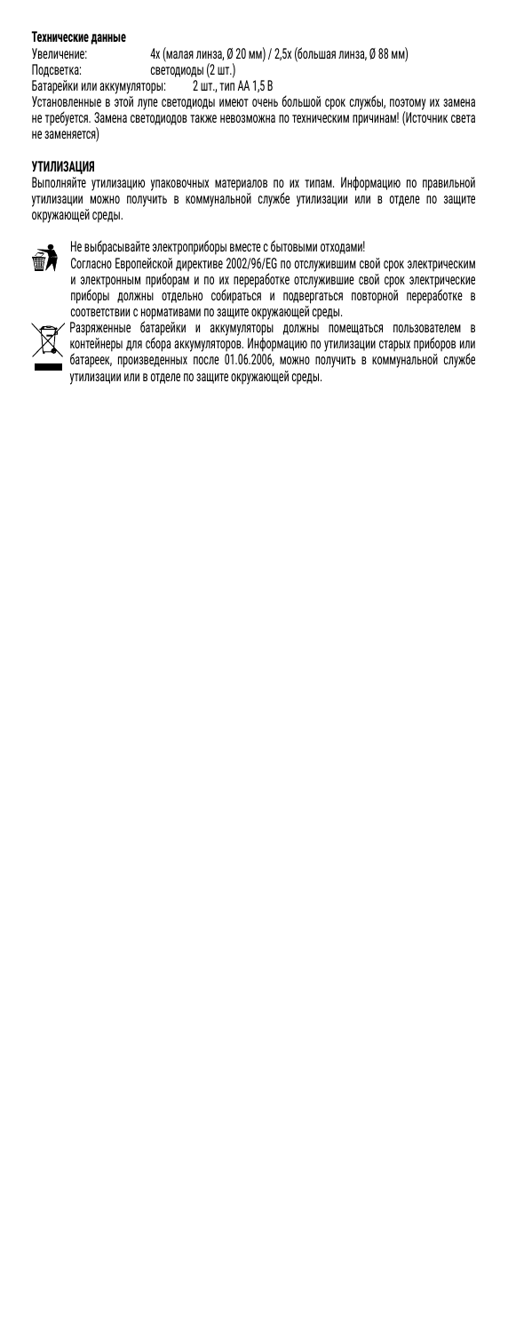**Технические данные**

Увеличение: 4x (малая линза, Ø 20 мм) / 2,5x (большая линза, Ø 88 мм)
Подсветка: светодиоды (2 шт.)
Батарейки или аккумуляторы: 2 шт., тип AA 1,5 В

Установленные в этой лупе светодиоды имеют очень большой срок службы, поэтому их замена не требуется. Замена светодиодов также невозможна по техническим причинам! (Источник света не заменяется)

**УТИЛИЗАЦИЯ**

Выполняйте утилизацию упаковочных материалов по их типам. Информацию по правильной утилизации можно получить в коммунальной службе утилизации или в отделе по защите окружающей среды.

Не выбрасывайте электроприборы вместе с бытовыми отходами!
Согласно Европейской директиве 2002/96/EG по отслужившим свой срок электрическим и электронным приборам и по их переработке отслужившие свой срок электрические приборы должны отдельно собираться и подвергаться повторной переработке в соответствии с нормативами по защите окружающей среды.

Разряженные батарейки и аккумуляторы должны помещаться пользователем в контейнеры для сбора аккумуляторов. Информацию по утилизации старых приборов или батареек, произведенных после 01.06.2006, можно получить в коммунальной службе утилизации или в отделе по защите окружающей среды.